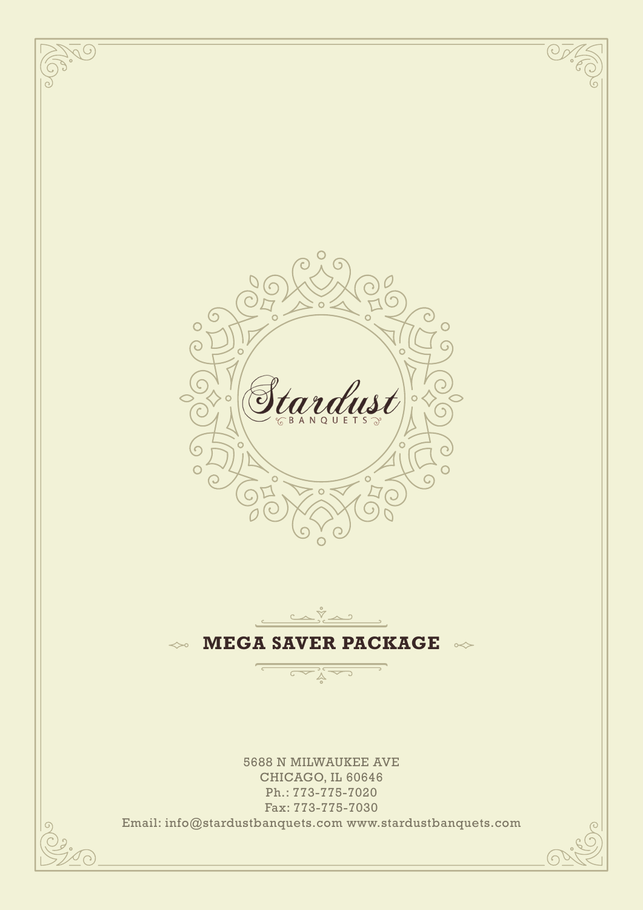# Stardust

BANQUETS

## MEGA SAVER PACKAGE

5688 N MILWAUKEE AVE
CHICAGO, IL 60646
Ph.: 773-775-7020
Fax: 773-775-7030
Email: info@stardustbanquets.com www.stardustbanquets.com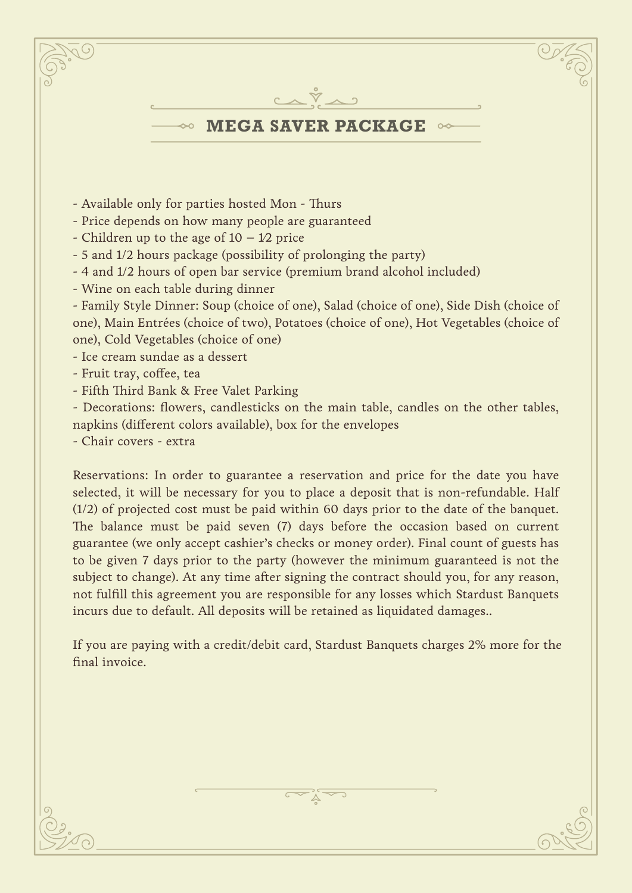# MEGA SAVER PACKAGE

- Available only for parties hosted Mon - Thurs
- Price depends on how many people are guaranteed
- Children up to the age of 10 – 1⁄2 price
- 5 and 1/2 hours package (possibility of prolonging the party)
- 4 and 1/2 hours of open bar service (premium brand alcohol included)
- Wine on each table during dinner
- Family Style Dinner: Soup (choice of one), Salad (choice of one), Side Dish (choice of one), Main Entrées (choice of two), Potatoes (choice of one), Hot Vegetables (choice of one), Cold Vegetables (choice of one)
- Ice cream sundae as a dessert
- Fruit tray, coffee, tea
- Fifth Third Bank & Free Valet Parking
- Decorations: flowers, candlesticks on the main table, candles on the other tables, napkins (different colors available), box for the envelopes
- Chair covers - extra

Reservations: In order to guarantee a reservation and price for the date you have selected, it will be necessary for you to place a deposit that is non-refundable. Half (1/2) of projected cost must be paid within 60 days prior to the date of the banquet. The balance must be paid seven (7) days before the occasion based on current guarantee (we only accept cashier's checks or money order). Final count of guests has to be given 7 days prior to the party (however the minimum guaranteed is not the subject to change). At any time after signing the contract should you, for any reason, not fulfill this agreement you are responsible for any losses which Stardust Banquets incurs due to default. All deposits will be retained as liquidated damages..

If you are paying with a credit/debit card, Stardust Banquets charges 2% more for the final invoice.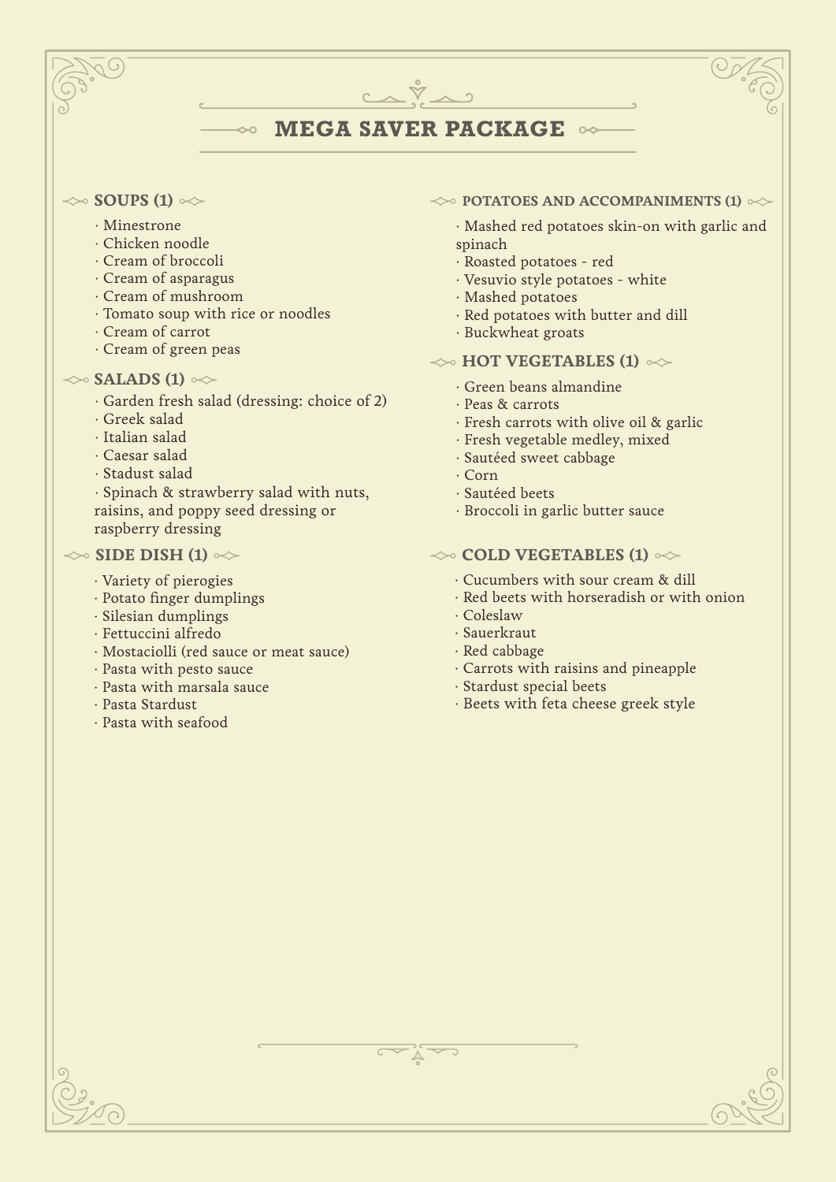# MEGA SAVER PACKAGE

## SOUPS (1)

- Minestrone
- Chicken noodle
- Cream of broccoli
- Cream of asparagus
- Cream of mushroom
- Tomato soup with rice or noodles
- Cream of carrot
- Cream of green peas

## SALADS (1)

- Garden fresh salad (dressing: choice of 2)
- Greek salad
- Italian salad
- Caesar salad
- Stadust salad
- Spinach & strawberry salad with nuts, raisins, and poppy seed dressing or raspberry dressing

## SIDE DISH (1)

- Variety of pierogies
- Potato finger dumplings
- Silesian dumplings
- Fettuccini alfredo
- Mostaciolli (red sauce or meat sauce)
- Pasta with pesto sauce
- Pasta with marsala sauce
- Pasta Stardust
- Pasta with seafood

## POTATOES AND ACCOMPANIMENTS (1)

- Mashed red potatoes skin-on with garlic and spinach
- Roasted potatoes - red
- Vesuvio style potatoes - white
- Mashed potatoes
- Red potatoes with butter and dill
- Buckwheat groats

## HOT VEGETABLES (1)

- Green beans almandine
- Peas & carrots
- Fresh carrots with olive oil & garlic
- Fresh vegetable medley, mixed
- Sautéed sweet cabbage
- Corn
- Sautéed beets
- Broccoli in garlic butter sauce

## COLD VEGETABLES (1)

- Cucumbers with sour cream & dill
- Red beets with horseradish or with onion
- Coleslaw
- Sauerkraut
- Red cabbage
- Carrots with raisins and pineapple
- Stardust special beets
- Beets with feta cheese greek style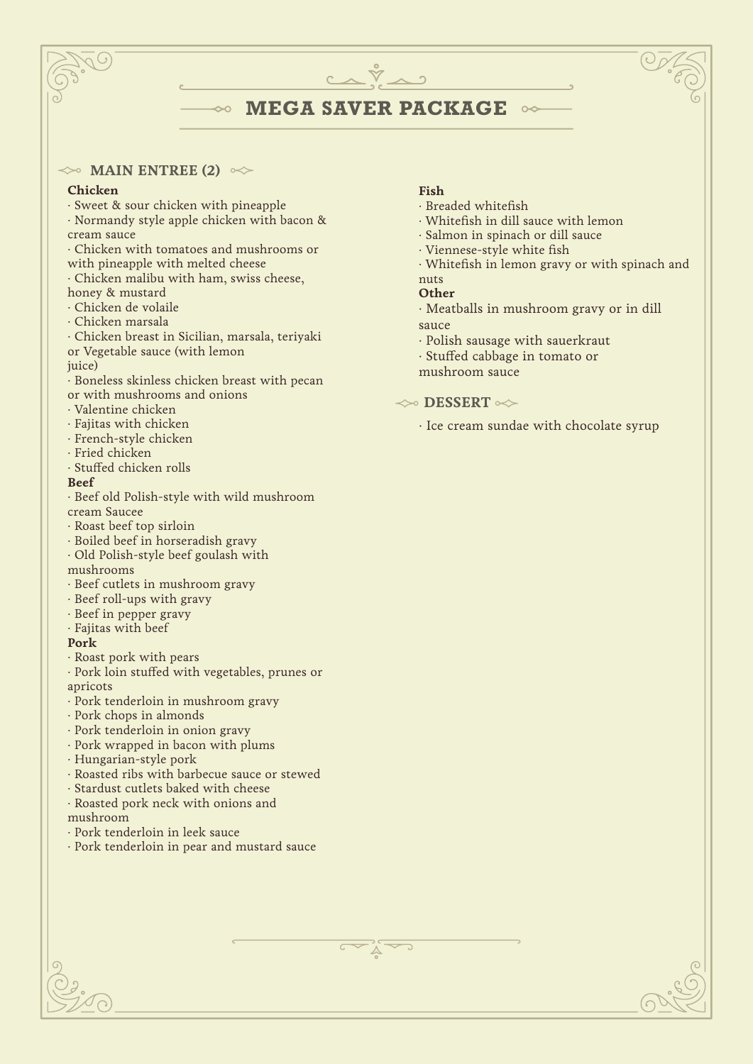# MEGA SAVER PACKAGE

## MAIN ENTREE (2)

**Chicken**

- Sweet & sour chicken with pineapple
- Normandy style apple chicken with bacon & cream sauce
- Chicken with tomatoes and mushrooms or with pineapple with melted cheese
- Chicken malibu with ham, swiss cheese, honey & mustard
- Chicken de volaile
- Chicken marsala
- Chicken breast in Sicilian, marsala, teriyaki or Vegetable sauce (with lemon juice)
- Boneless skinless chicken breast with pecan or with mushrooms and onions
- Valentine chicken
- Fajitas with chicken
- French-style chicken
- Fried chicken
- Stuffed chicken rolls

**Beef**

- Beef old Polish-style with wild mushroom cream Saucee
- Roast beef top sirloin
- Boiled beef in horseradish gravy
- Old Polish-style beef goulash with mushrooms
- Beef cutlets in mushroom gravy
- Beef roll-ups with gravy
- Beef in pepper gravy
- Fajitas with beef

**Pork**

- Roast pork with pears
- Pork loin stuffed with vegetables, prunes or apricots
- Pork tenderloin in mushroom gravy
- Pork chops in almonds
- Pork tenderloin in onion gravy
- Pork wrapped in bacon with plums
- Hungarian-style pork
- Roasted ribs with barbecue sauce or stewed
- Stardust cutlets baked with cheese
- Roasted pork neck with onions and mushroom
- Pork tenderloin in leek sauce
- Pork tenderloin in pear and mustard sauce

**Fish**

- Breaded whitefish
- Whitefish in dill sauce with lemon
- Salmon in spinach or dill sauce
- Viennese-style white fish
- Whitefish in lemon gravy or with spinach and nuts

**Other**

- Meatballs in mushroom gravy or in dill sauce
- Polish sausage with sauerkraut
- Stuffed cabbage in tomato or mushroom sauce

## DESSERT

- Ice cream sundae with chocolate syrup